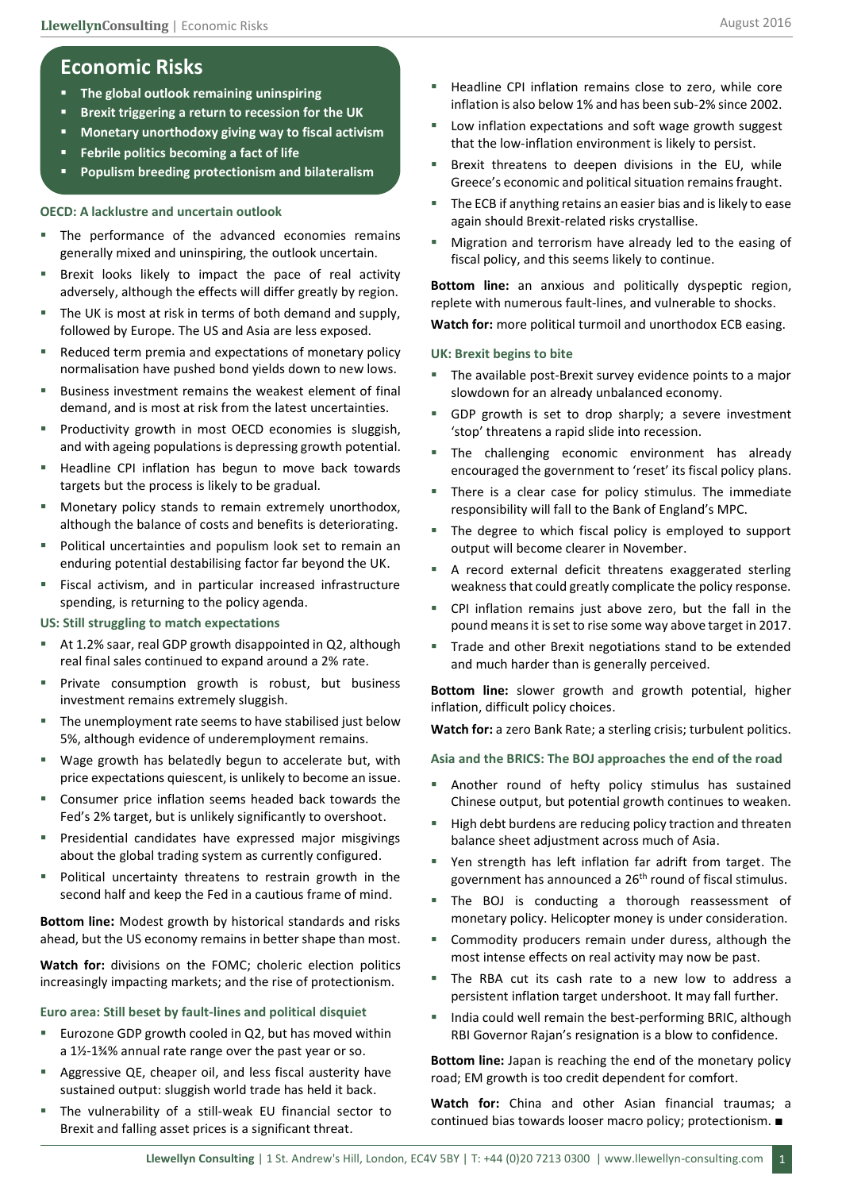# Economic Risks

- **The global outlook remaining uninspiring**
- **Brexit triggering a return to recession for the UK**
- **Monetary unorthodoxy giving way to fiscal activism**
- **Febrile politics becoming a fact of life**
- **Populism breeding protectionism and bilateralism**

### OECD: A lacklustre and uncertain outlook

- The performance of the advanced economies remains generally mixed and uninspiring, the outlook uncertain.
- Brexit looks likely to impact the pace of real activity adversely, although the effects will differ greatly by region.
- The UK is most at risk in terms of both demand and supply, followed by Europe. The US and Asia are less exposed.
- Reduced term premia and expectations of monetary policy normalisation have pushed bond yields down to new lows.
- Business investment remains the weakest element of final demand, and is most at risk from the latest uncertainties.
- Productivity growth in most OECD economies is sluggish, and with ageing populations is depressing growth potential.
- Headline CPI inflation has begun to move back towards targets but the process is likely to be gradual.
- Monetary policy stands to remain extremely unorthodox, although the balance of costs and benefits is deteriorating.
- Political uncertainties and populism look set to remain an enduring potential destabilising factor far beyond the UK.
- Fiscal activism, and in particular increased infrastructure spending, is returning to the policy agenda.

### US: Still struggling to match expectations

- At 1.2% saar, real GDP growth disappointed in Q2, although real final sales continued to expand around a 2% rate.
- Private consumption growth is robust, but business investment remains extremely sluggish.
- The unemployment rate seems to have stabilised just below 5%, although evidence of underemployment remains.
- Wage growth has belatedly begun to accelerate but, with price expectations quiescent, is unlikely to become an issue.
- Consumer price inflation seems headed back towards the Fed's 2% target, but is unlikely significantly to overshoot.
- Presidential candidates have expressed major misgivings about the global trading system as currently configured.
- Political uncertainty threatens to restrain growth in the second half and keep the Fed in a cautious frame of mind.

**Bottom line:** Modest growth by historical standards and risks ahead, but the US economy remains in better shape than most.

**Watch for:** divisions on the FOMC; choleric election politics increasingly impacting markets; and the rise of protectionism.

### Euro area: Still beset by fault-lines and political disquiet

- Eurozone GDP growth cooled in Q2, but has moved within a 1½-1¾% annual rate range over the past year or so.
- Aggressive QE, cheaper oil, and less fiscal austerity have sustained output: sluggish world trade has held it back.
- The vulnerability of a still-weak EU financial sector to Brexit and falling asset prices is a significant threat.
- Headline CPI inflation remains close to zero, while core inflation is also below 1% and has been sub-2% since 2002.
- Low inflation expectations and soft wage growth suggest that the low-inflation environment is likely to persist.
- Brexit threatens to deepen divisions in the EU, while Greece's economic and political situation remains fraught.
- The ECB if anything retains an easier bias and is likely to ease again should Brexit-related risks crystallise.
- Migration and terrorism have already led to the easing of fiscal policy, and this seems likely to continue.

**Bottom line:** an anxious and politically dyspeptic region, replete with numerous fault-lines, and vulnerable to shocks.

**Watch for:** more political turmoil and unorthodox ECB easing.

### UK: Brexit begins to bite

- The available post-Brexit survey evidence points to a major slowdown for an already unbalanced economy.
- GDP growth is set to drop sharply; a severe investment 'stop' threatens a rapid slide into recession.
- The challenging economic environment has already encouraged the government to 'reset' its fiscal policy plans.
- There is a clear case for policy stimulus. The immediate responsibility will fall to the Bank of England's MPC.
- The degree to which fiscal policy is employed to support output will become clearer in November.
- A record external deficit threatens exaggerated sterling weakness that could greatly complicate the policy response.
- CPI inflation remains just above zero, but the fall in the pound means it is set to rise some way above target in 2017.
- Trade and other Brexit negotiations stand to be extended and much harder than is generally perceived.

**Bottom line:** slower growth and growth potential, higher inflation, difficult policy choices.

**Watch for:** a zero Bank Rate; a sterling crisis; turbulent politics.

### Asia and the BRICS: The BOJ approaches the end of the road

- Another round of hefty policy stimulus has sustained Chinese output, but potential growth continues to weaken.
- High debt burdens are reducing policy traction and threaten balance sheet adjustment across much of Asia.
- Yen strength has left inflation far adrift from target. The government has announced a 26th round of fiscal stimulus.
- The BOJ is conducting a thorough reassessment of monetary policy. Helicopter money is under consideration.
- Commodity producers remain under duress, although the most intense effects on real activity may now be past.
- The RBA cut its cash rate to a new low to address a persistent inflation target undershoot. It may fall further.
- India could well remain the best-performing BRIC, although RBI Governor Rajan's resignation is a blow to confidence.

**Bottom line:** Japan is reaching the end of the monetary policy road; EM growth is too credit dependent for comfort.

**Watch for:** China and other Asian financial traumas; a continued bias towards looser macro policy; protectionism. ■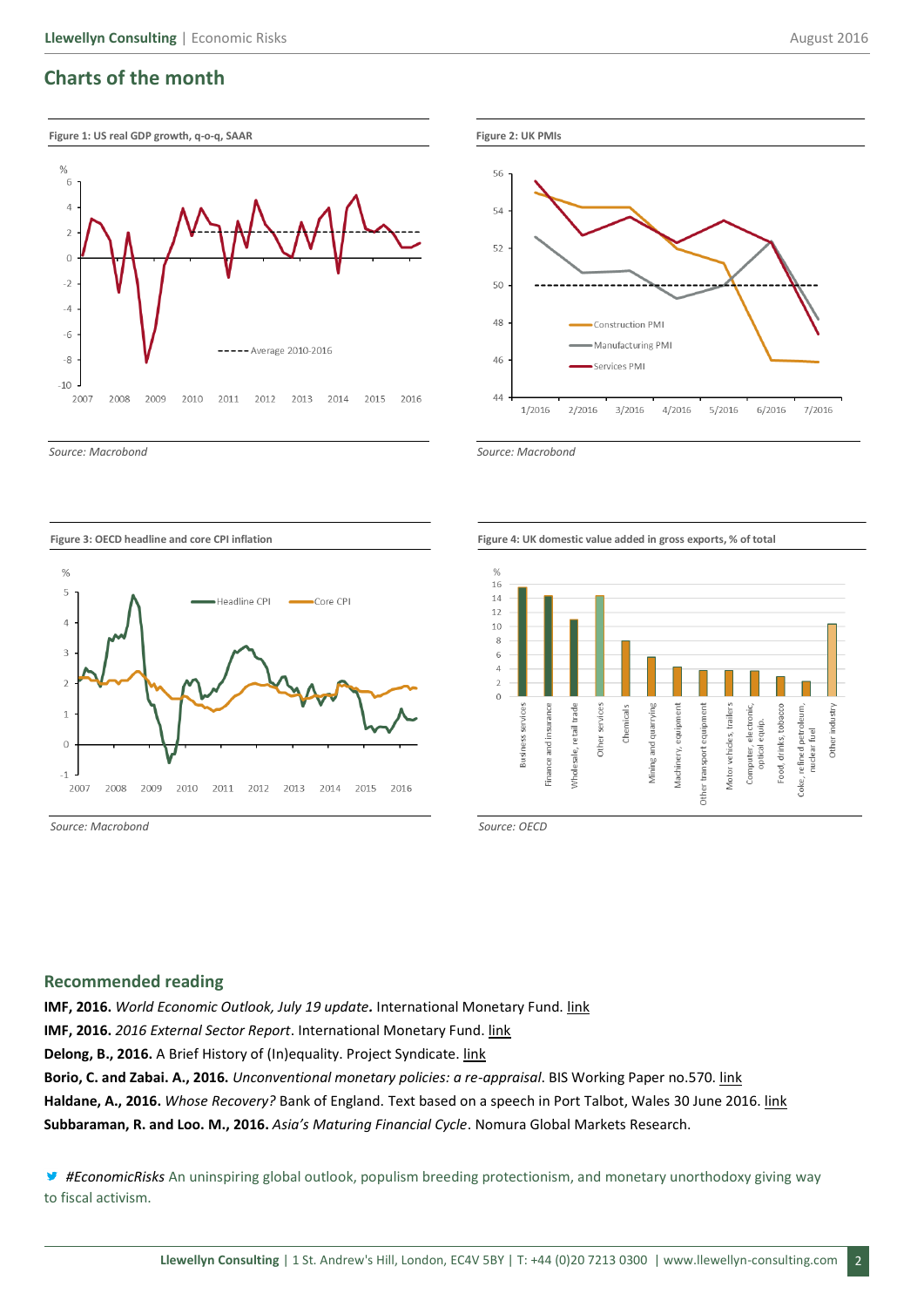## Charts of the month

**Figure 1: US real GDP growth, q-o-q, SAAR**

Source: Macrobond

**Figure 2: UK PMIs**

Source: Macrobond

**Figure 3: OECD headline and core CPI inflation**

Source: Macrobond

**Figure 4: UK domestic value added in gross exports, % of total**

Source: OECD

## Recommended reading

**IMF, 2016.** *World Economic Outlook, July 19 update***.** International Monetary Fund. link

**IMF, 2016.** *2016 External Sector Report*. International Monetary Fund. link

**Delong, B., 2016.** A Brief History of (In)equality. Project Syndicate. link

**Borio, C. and Zabai. A., 2016.** *Unconventional monetary policies: a re-appraisal*. BIS Working Paper no.570. link

**Haldane, A., 2016.** *Whose Recovery?* Bank of England. Text based on a speech in Port Talbot, Wales 30 June 2016. link

**Subbaraman, R. and Loo. M., 2016.** *Asia's Maturing Financial Cycle*. Nomura Global Markets Research.

*#EconomicRisks* An uninspiring global outlook, populism breeding protectionism, and monetary unorthodoxy giving way to fiscal activism.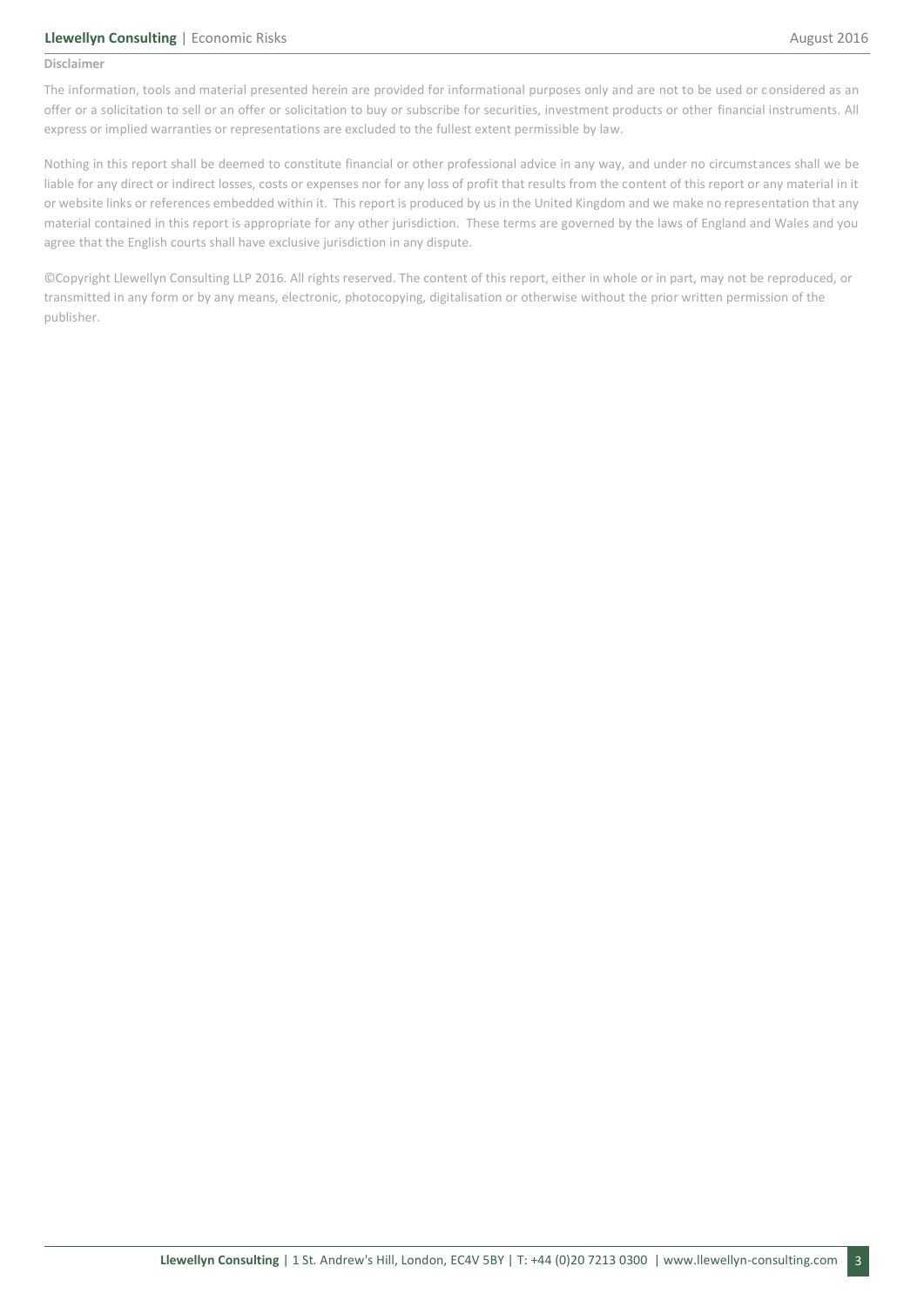**Disclaimer**

The information, tools and material presented herein are provided for informational purposes only and are not to be used or considered as an offer or a solicitation to sell or an offer or solicitation to buy or subscribe for securities, investment products or other financial instruments. All express or implied warranties or representations are excluded to the fullest extent permissible by law.

Nothing in this report shall be deemed to constitute financial or other professional advice in any way, and under no circumstances shall we be liable for any direct or indirect losses, costs or expenses nor for any loss of profit that results from the content of this report or any material in it or website links or references embedded within it. This report is produced by us in the United Kingdom and we make no representation that any material contained in this report is appropriate for any other jurisdiction. These terms are governed by the laws of England and Wales and you agree that the English courts shall have exclusive jurisdiction in any dispute.

©Copyright Llewellyn Consulting LLP 2016. All rights reserved. The content of this report, either in whole or in part, may not be reproduced, or transmitted in any form or by any means, electronic, photocopying, digitalisation or otherwise without the prior written permission of the publisher.